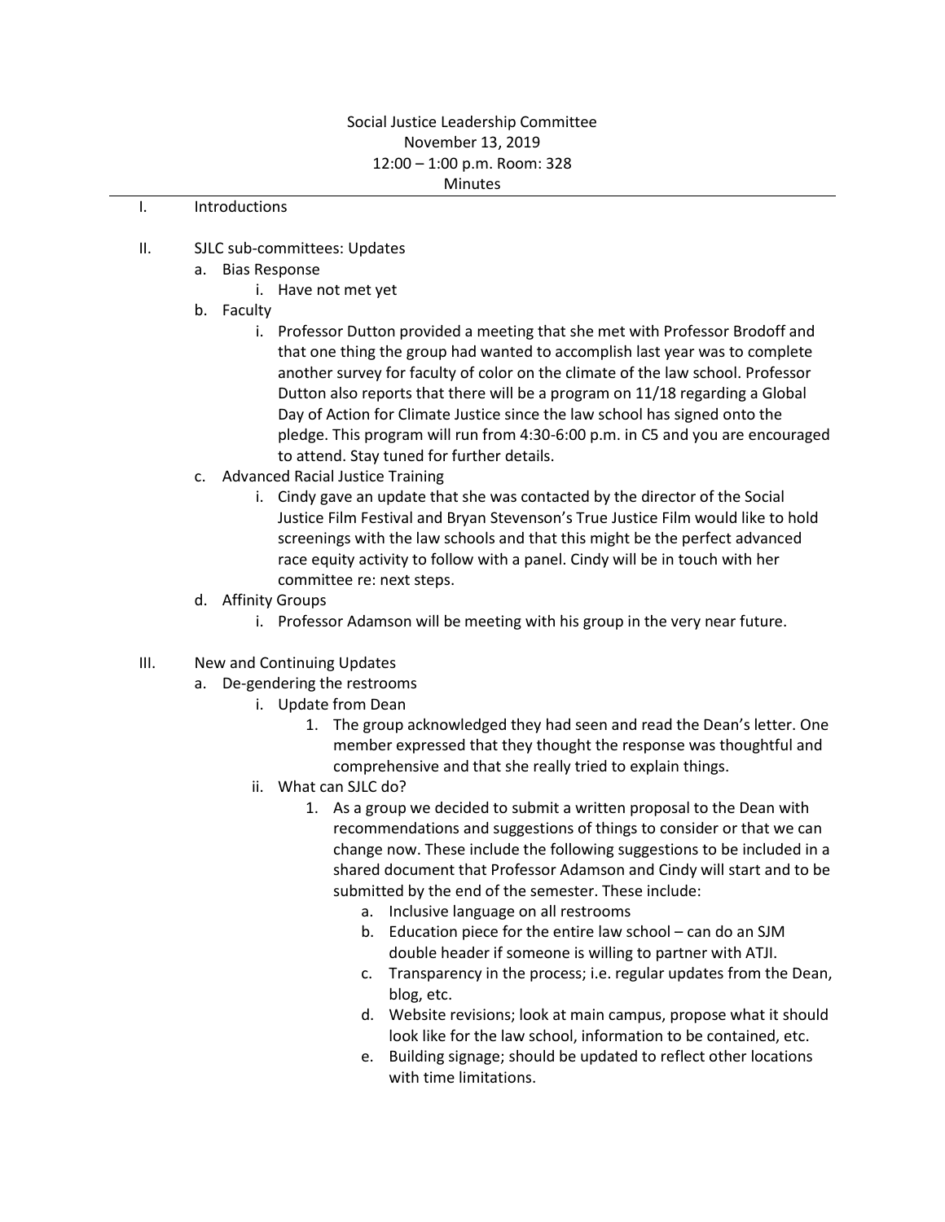Social Justice Leadership Committee
November 13, 2019
12:00 – 1:00 p.m. Room: 328
Minutes

---

I. Introductions

II. SJLC sub-committees: Updates
   a. Bias Response
      i. Have not met yet
   b. Faculty
      i. Professor Dutton provided a meeting that she met with Professor Brodoff and that one thing the group had wanted to accomplish last year was to complete another survey for faculty of color on the climate of the law school. Professor Dutton also reports that there will be a program on 11/18 regarding a Global Day of Action for Climate Justice since the law school has signed onto the pledge. This program will run from 4:30-6:00 p.m. in C5 and you are encouraged to attend. Stay tuned for further details.
   c. Advanced Racial Justice Training
      i. Cindy gave an update that she was contacted by the director of the Social Justice Film Festival and Bryan Stevenson's True Justice Film would like to hold screenings with the law schools and that this might be the perfect advanced race equity activity to follow with a panel. Cindy will be in touch with her committee re: next steps.
   d. Affinity Groups
      i. Professor Adamson will be meeting with his group in the very near future.

III. New and Continuing Updates
   a. De-gendering the restrooms
      i. Update from Dean
         1. The group acknowledged they had seen and read the Dean's letter. One member expressed that they thought the response was thoughtful and comprehensive and that she really tried to explain things.
      ii. What can SJLC do?
         1. As a group we decided to submit a written proposal to the Dean with recommendations and suggestions of things to consider or that we can change now. These include the following suggestions to be included in a shared document that Professor Adamson and Cindy will start and to be submitted by the end of the semester. These include:
            a. Inclusive language on all restrooms
            b. Education piece for the entire law school – can do an SJM double header if someone is willing to partner with ATJI.
            c. Transparency in the process; i.e. regular updates from the Dean, blog, etc.
            d. Website revisions; look at main campus, propose what it should look like for the law school, information to be contained, etc.
            e. Building signage; should be updated to reflect other locations with time limitations.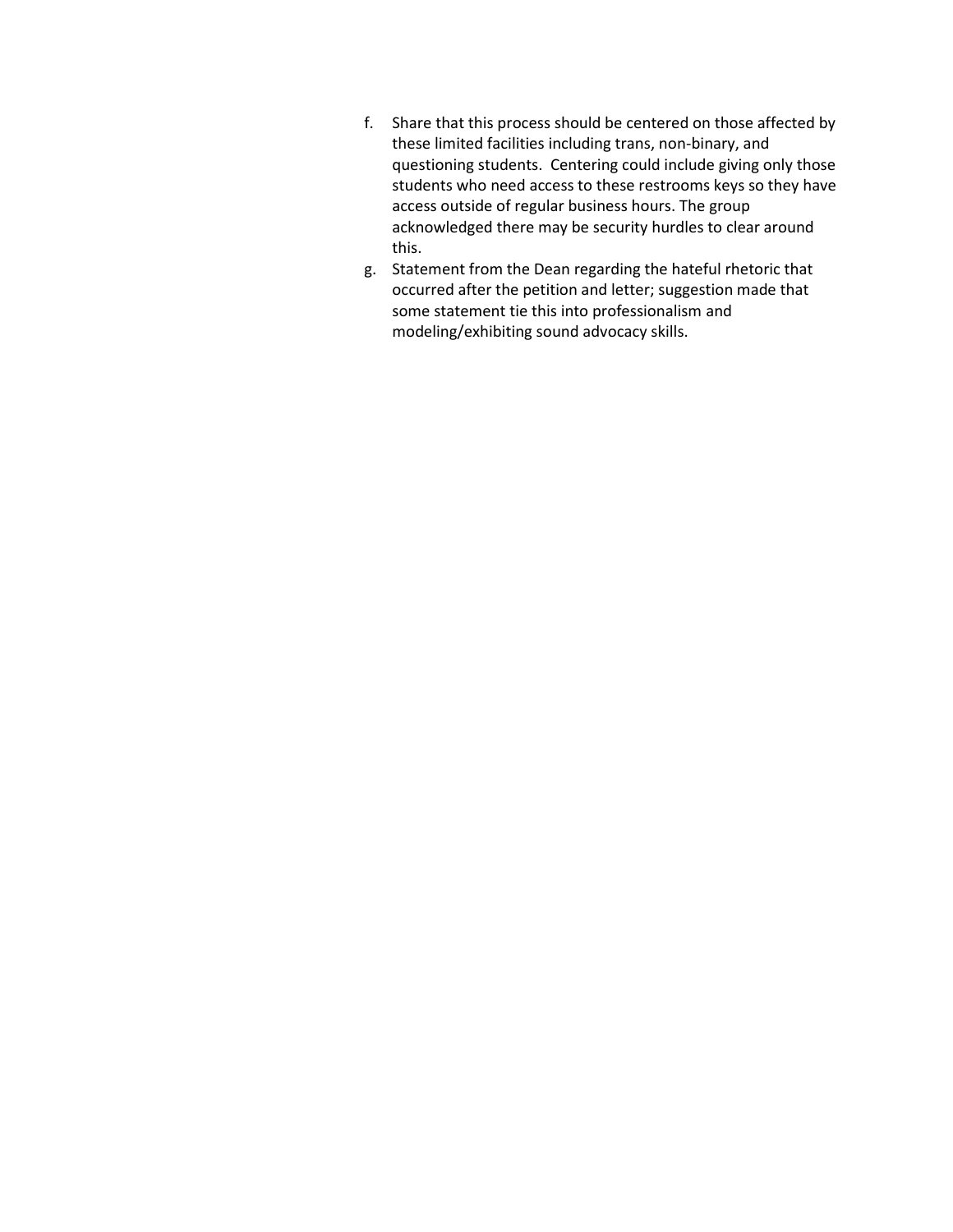f. Share that this process should be centered on those affected by these limited facilities including trans, non-binary, and questioning students. Centering could include giving only those students who need access to these restrooms keys so they have access outside of regular business hours. The group acknowledged there may be security hurdles to clear around this.

g. Statement from the Dean regarding the hateful rhetoric that occurred after the petition and letter; suggestion made that some statement tie this into professionalism and modeling/exhibiting sound advocacy skills.